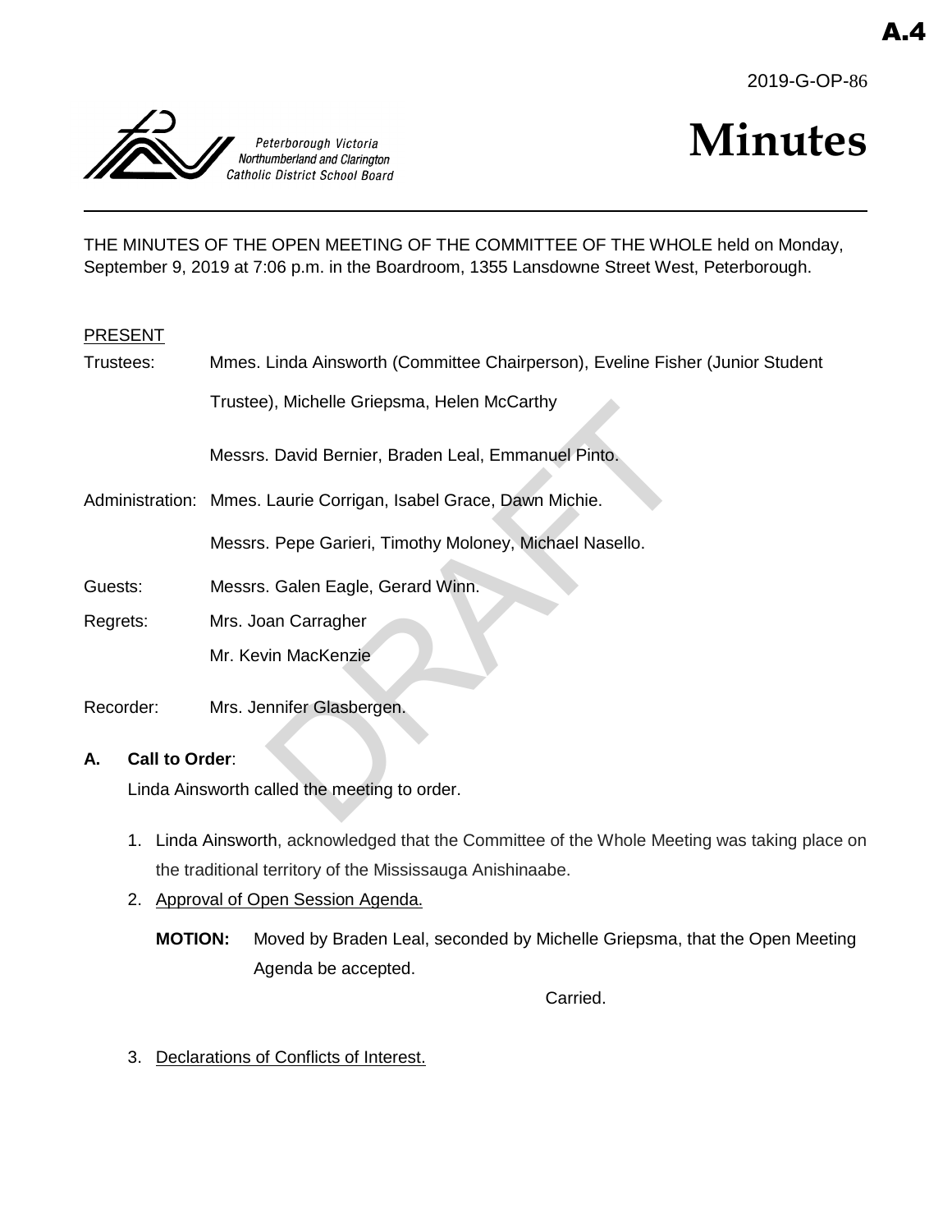A.4

2019-G-OP-86

Peterborough Victoria Northumberland and Clarington Catholic District School Board

# Minutes

THE MINUTES OF THE OPEN MEETING OF THE COMMITTEE OF THE WHOLE held on Monday, September 9, 2019 at 7:06 p.m. in the Boardroom, 1355 Lansdowne Street West, Peterborough.

PRESENT

Trustees: Mmes. Linda Ainsworth (Committee Chairperson), Eveline Fisher (Junior Student Trustee), Michelle Griepsma, Helen McCarthy

Messrs. David Bernier, Braden Leal, Emmanuel Pinto.

Administration: Mmes. Laurie Corrigan, Isabel Grace, Dawn Michie.

Messrs. Pepe Garieri, Timothy Moloney, Michael Nasello.

Guests: Messrs. Galen Eagle, Gerard Winn.

Regrets: Mrs. Joan Carragher

Mr. Kevin MacKenzie

Recorder: Mrs. Jennifer Glasbergen.

**A. Call to Order**:

Linda Ainsworth called the meeting to order.

1. Linda Ainsworth, acknowledged that the Committee of the Whole Meeting was taking place on the traditional territory of the Mississauga Anishinaabe.
2. Approval of Open Session Agenda.

   **MOTION:** Moved by Braden Leal, seconded by Michelle Griepsma, that the Open Meeting Agenda be accepted.

   Carried.

3. Declarations of Conflicts of Interest.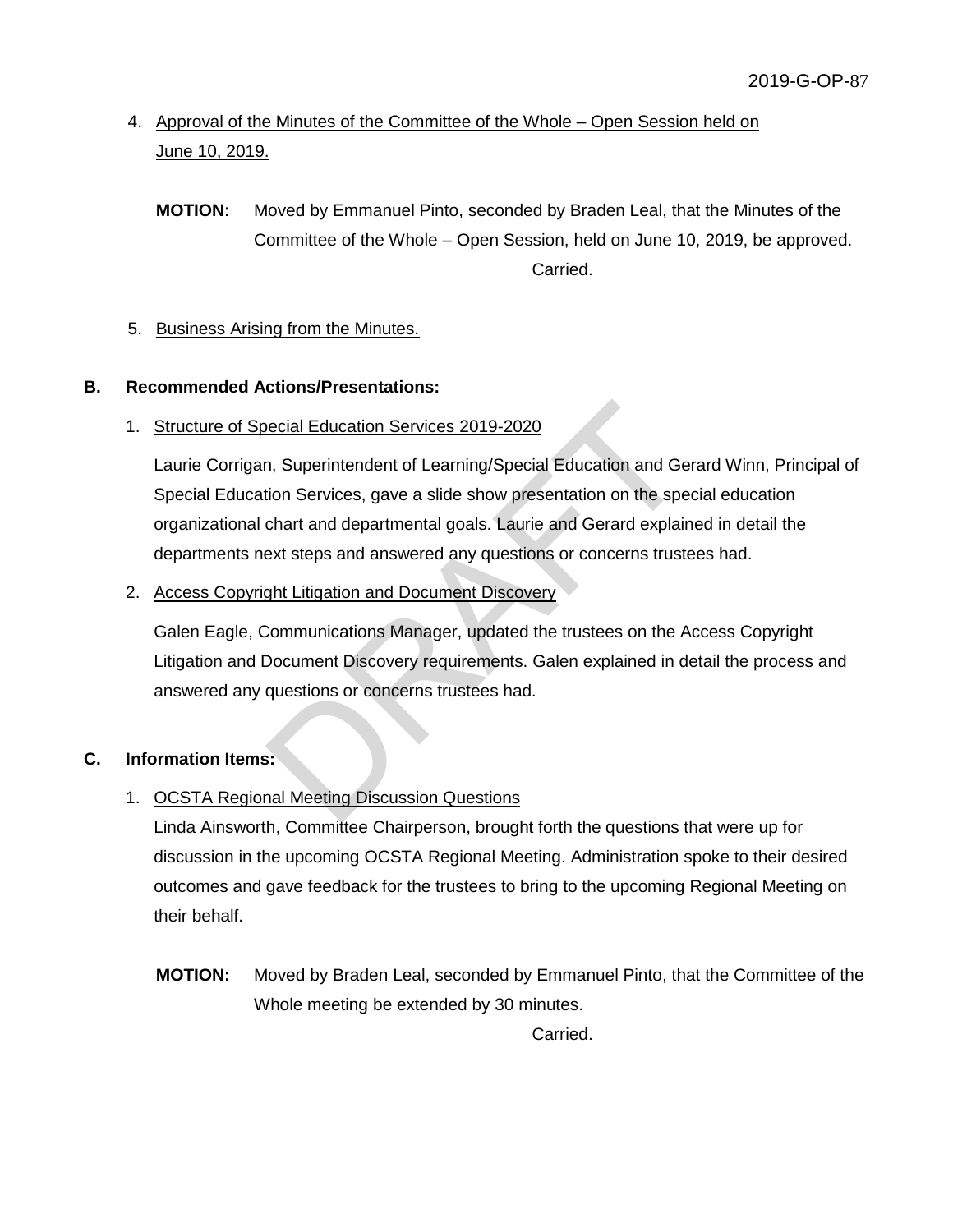4. Approval of the Minutes of the Committee of the Whole – Open Session held on June 10, 2019.

**MOTION:** Moved by Emmanuel Pinto, seconded by Braden Leal, that the Minutes of the Committee of the Whole – Open Session, held on June 10, 2019, be approved.

Carried.

5. Business Arising from the Minutes.

## B. Recommended Actions/Presentations:

1. Structure of Special Education Services 2019-2020

   Laurie Corrigan, Superintendent of Learning/Special Education and Gerard Winn, Principal of Special Education Services, gave a slide show presentation on the special education organizational chart and departmental goals. Laurie and Gerard explained in detail the departments next steps and answered any questions or concerns trustees had.

2. Access Copyright Litigation and Document Discovery

   Galen Eagle, Communications Manager, updated the trustees on the Access Copyright Litigation and Document Discovery requirements. Galen explained in detail the process and answered any questions or concerns trustees had.

## C. Information Items:

1. OCSTA Regional Meeting Discussion Questions

   Linda Ainsworth, Committee Chairperson, brought forth the questions that were up for discussion in the upcoming OCSTA Regional Meeting. Administration spoke to their desired outcomes and gave feedback for the trustees to bring to the upcoming Regional Meeting on their behalf.

**MOTION:** Moved by Braden Leal, seconded by Emmanuel Pinto, that the Committee of the Whole meeting be extended by 30 minutes.

Carried.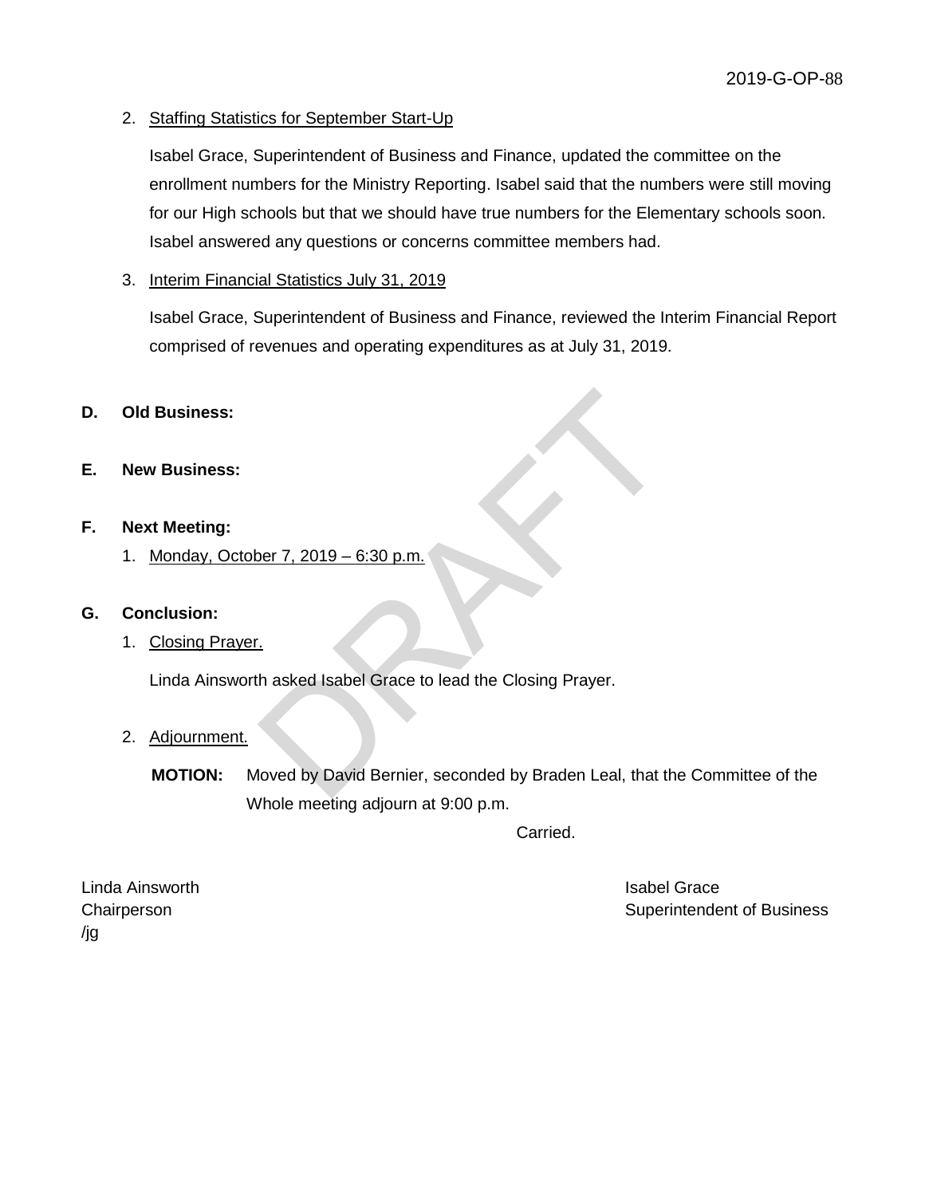2. Staffing Statistics for September Start-Up

   Isabel Grace, Superintendent of Business and Finance, updated the committee on the enrollment numbers for the Ministry Reporting. Isabel said that the numbers were still moving for our High schools but that we should have true numbers for the Elementary schools soon. Isabel answered any questions or concerns committee members had.

3. Interim Financial Statistics July 31, 2019

   Isabel Grace, Superintendent of Business and Finance, reviewed the Interim Financial Report comprised of revenues and operating expenditures as at July 31, 2019.

**D. Old Business:**

**E. New Business:**

**F. Next Meeting:**

1. Monday, October 7, 2019 – 6:30 p.m.

**G. Conclusion:**

1. Closing Prayer.

   Linda Ainsworth asked Isabel Grace to lead the Closing Prayer.

2. Adjournment.

   **MOTION:** Moved by David Bernier, seconded by Braden Leal, that the Committee of the Whole meeting adjourn at 9:00 p.m.

   Carried.

Linda Ainsworth
Chairperson
/jg

Isabel Grace
Superintendent of Business

DRAFT